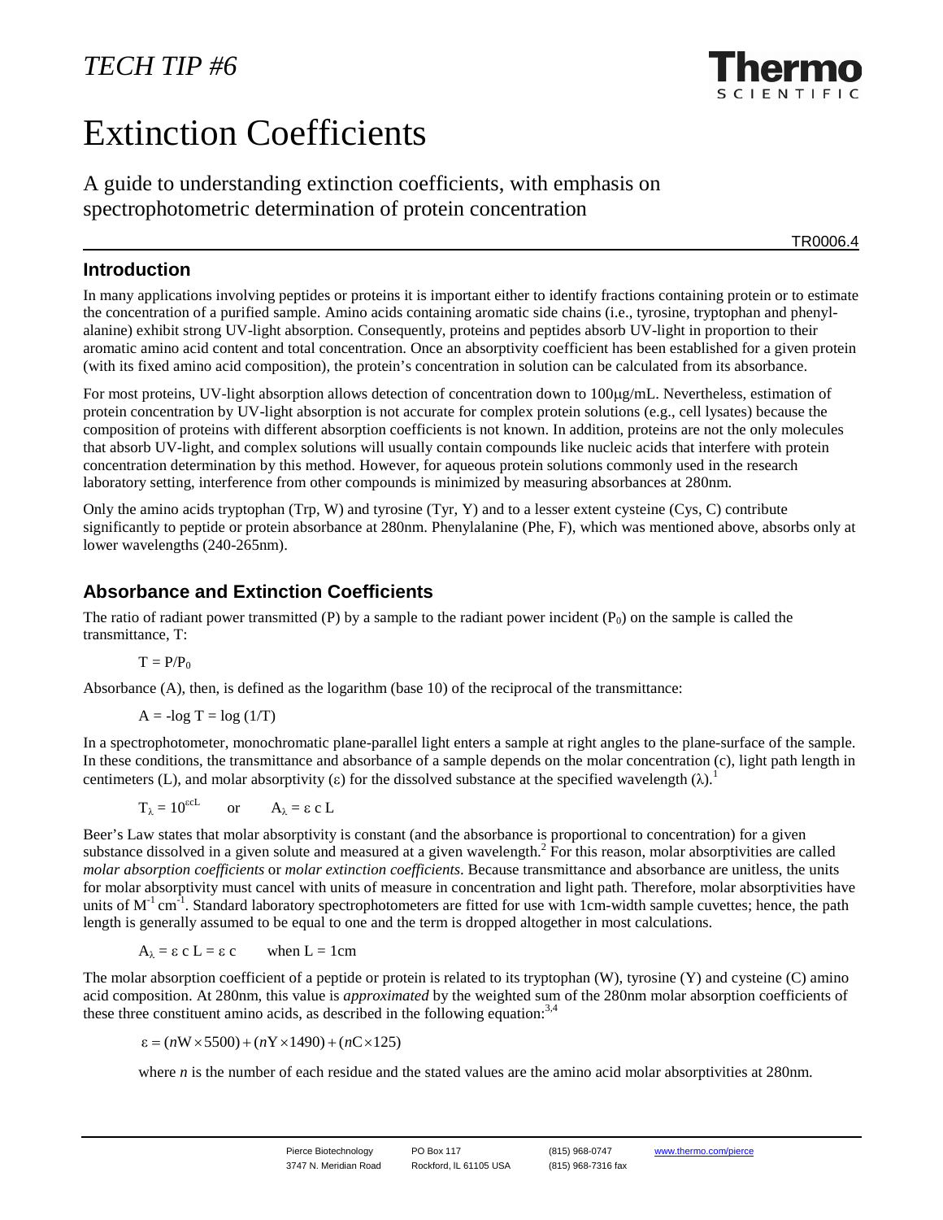*TECH TIP #6*

# Extinction Coefficients

## A guide to understanding extinction coefficients, with emphasis on spectrophotometric determination of protein concentration

TR0006.4

## Introduction

In many applications involving peptides or proteins it is important either to identify fractions containing protein or to estimate the concentration of a purified sample. Amino acids containing aromatic side chains (i.e., tyrosine, tryptophan and phenylalanine) exhibit strong UV-light absorption. Consequently, proteins and peptides absorb UV-light in proportion to their aromatic amino acid content and total concentration. Once an absorptivity coefficient has been established for a given protein (with its fixed amino acid composition), the protein's concentration in solution can be calculated from its absorbance.

For most proteins, UV-light absorption allows detection of concentration down to 100µg/mL. Nevertheless, estimation of protein concentration by UV-light absorption is not accurate for complex protein solutions (e.g., cell lysates) because the composition of proteins with different absorption coefficients is not known. In addition, proteins are not the only molecules that absorb UV-light, and complex solutions will usually contain compounds like nucleic acids that interfere with protein concentration determination by this method. However, for aqueous protein solutions commonly used in the research laboratory setting, interference from other compounds is minimized by measuring absorbances at 280nm.

Only the amino acids tryptophan (Trp, W) and tyrosine (Tyr, Y) and to a lesser extent cysteine (Cys, C) contribute significantly to peptide or protein absorbance at 280nm. Phenylalanine (Phe, F), which was mentioned above, absorbs only at lower wavelengths (240-265nm).

## Absorbance and Extinction Coefficients

The ratio of radiant power transmitted (P) by a sample to the radiant power incident ($P_0$) on the sample is called the transmittance, T:

$$T = P/P_0$$

Absorbance (A), then, is defined as the logarithm (base 10) of the reciprocal of the transmittance:

$$A = -\log T = \log (1/T)$$

In a spectrophotometer, monochromatic plane-parallel light enters a sample at right angles to the plane-surface of the sample. In these conditions, the transmittance and absorbance of a sample depends on the molar concentration (c), light path length in centimeters (L), and molar absorptivity (ε) for the dissolved substance at the specified wavelength (λ).[1]

$$T_\lambda = 10^{\varepsilon c L} \quad \text{or} \quad A_\lambda = \varepsilon\, c\, L$$

Beer's Law states that molar absorptivity is constant (and the absorbance is proportional to concentration) for a given substance dissolved in a given solute and measured at a given wavelength.[2] For this reason, molar absorptivities are called *molar absorption coefficients* or *molar extinction coefficients*. Because transmittance and absorbance are unitless, the units for molar absorptivity must cancel with units of measure in concentration and light path. Therefore, molar absorptivities have units of $M^{-1}\,cm^{-1}$. Standard laboratory spectrophotometers are fitted for use with 1cm-width sample cuvettes; hence, the path length is generally assumed to be equal to one and the term is dropped altogether in most calculations.

$$A_\lambda = \varepsilon\, c\, L = \varepsilon\, c \qquad \text{when } L = 1\text{cm}$$

The molar absorption coefficient of a peptide or protein is related to its tryptophan (W), tyrosine (Y) and cysteine (C) amino acid composition. At 280nm, this value is *approximated* by the weighted sum of the 280nm molar absorption coefficients of these three constituent amino acids, as described in the following equation:[3,4]

$$\varepsilon = (n\text{W} \times 5500) + (n\text{Y} \times 1490) + (n\text{C} \times 125)$$

where *n* is the number of each residue and the stated values are the amino acid molar absorptivities at 280nm.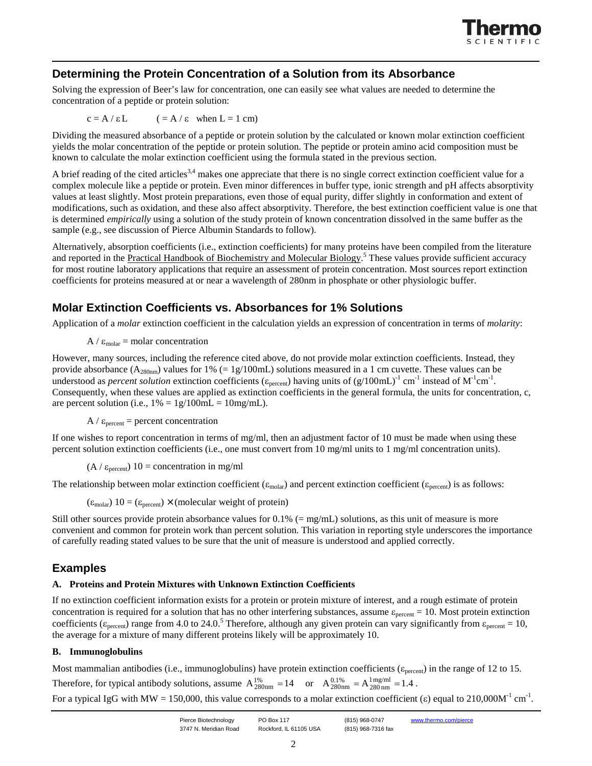## Determining the Protein Concentration of a Solution from its Absorbance

Solving the expression of Beer's law for concentration, one can easily see what values are needed to determine the concentration of a peptide or protein solution:

$$c = A / \varepsilon L \qquad (= A / \varepsilon \text{ when } L = 1 \text{ cm})$$

Dividing the measured absorbance of a peptide or protein solution by the calculated or known molar extinction coefficient yields the molar concentration of the peptide or protein solution. The peptide or protein amino acid composition must be known to calculate the molar extinction coefficient using the formula stated in the previous section.

A brief reading of the cited articles[3,4] makes one appreciate that there is no single correct extinction coefficient value for a complex molecule like a peptide or protein. Even minor differences in buffer type, ionic strength and pH affects absorptivity values at least slightly. Most protein preparations, even those of equal purity, differ slightly in conformation and extent of modifications, such as oxidation, and these also affect absorptivity. Therefore, the best extinction coefficient value is one that is determined *empirically* using a solution of the study protein of known concentration dissolved in the same buffer as the sample (e.g., see discussion of Pierce Albumin Standards to follow).

Alternatively, absorption coefficients (i.e., extinction coefficients) for many proteins have been compiled from the literature and reported in the Practical Handbook of Biochemistry and Molecular Biology.[5] These values provide sufficient accuracy for most routine laboratory applications that require an assessment of protein concentration. Most sources report extinction coefficients for proteins measured at or near a wavelength of 280nm in phosphate or other physiologic buffer.

## Molar Extinction Coefficients vs. Absorbances for 1% Solutions

Application of a *molar* extinction coefficient in the calculation yields an expression of concentration in terms of *molarity*:

$$A / \varepsilon_{molar} = \text{molar concentration}$$

However, many sources, including the reference cited above, do not provide molar extinction coefficients. Instead, they provide absorbance ($A_{280nm}$) values for 1% (= 1g/100mL) solutions measured in a 1 cm cuvette. These values can be understood as *percent solution* extinction coefficients ($\varepsilon_{percent}$) having units of $(g/100mL)^{-1}\,cm^{-1}$ instead of $M^{-1}cm^{-1}$. Consequently, when these values are applied as extinction coefficients in the general formula, the units for concentration, c, are percent solution (i.e., 1% = 1g/100mL = 10mg/mL).

$$A / \varepsilon_{percent} = \text{percent concentration}$$

If one wishes to report concentration in terms of mg/ml, then an adjustment factor of 10 must be made when using these percent solution extinction coefficients (i.e., one must convert from 10 mg/ml units to 1 mg/ml concentration units).

$$(A / \varepsilon_{percent})\, 10 = \text{concentration in mg/ml}$$

The relationship between molar extinction coefficient ($\varepsilon_{molar}$) and percent extinction coefficient ($\varepsilon_{percent}$) is as follows:

$$(\varepsilon_{molar})\, 10 = (\varepsilon_{percent}) \times (\text{molecular weight of protein})$$

Still other sources provide protein absorbance values for 0.1% (= mg/mL) solutions, as this unit of measure is more convenient and common for protein work than percent solution. This variation in reporting style underscores the importance of carefully reading stated values to be sure that the unit of measure is understood and applied correctly.

## Examples

### A. Proteins and Protein Mixtures with Unknown Extinction Coefficients

If no extinction coefficient information exists for a protein or protein mixture of interest, and a rough estimate of protein concentration is required for a solution that has no other interfering substances, assume $\varepsilon_{percent} = 10$. Most protein extinction coefficients ($\varepsilon_{percent}$) range from 4.0 to 24.0.[5] Therefore, although any given protein can vary significantly from $\varepsilon_{percent} = 10$, the average for a mixture of many different proteins likely will be approximately 10.

### B. Immunoglobulins

Most mammalian antibodies (i.e., immunoglobulins) have protein extinction coefficients ($\varepsilon_{percent}$) in the range of 12 to 15. Therefore, for typical antibody solutions, assume $A_{280nm}^{1\%} = 14$ or $A_{280nm}^{0.1\%} = A_{280\,nm}^{1\,mg/ml} = 1.4$.

For a typical IgG with MW = 150,000, this value corresponds to a molar extinction coefficient ($\varepsilon$) equal to $210{,}000 M^{-1}\,cm^{-1}$.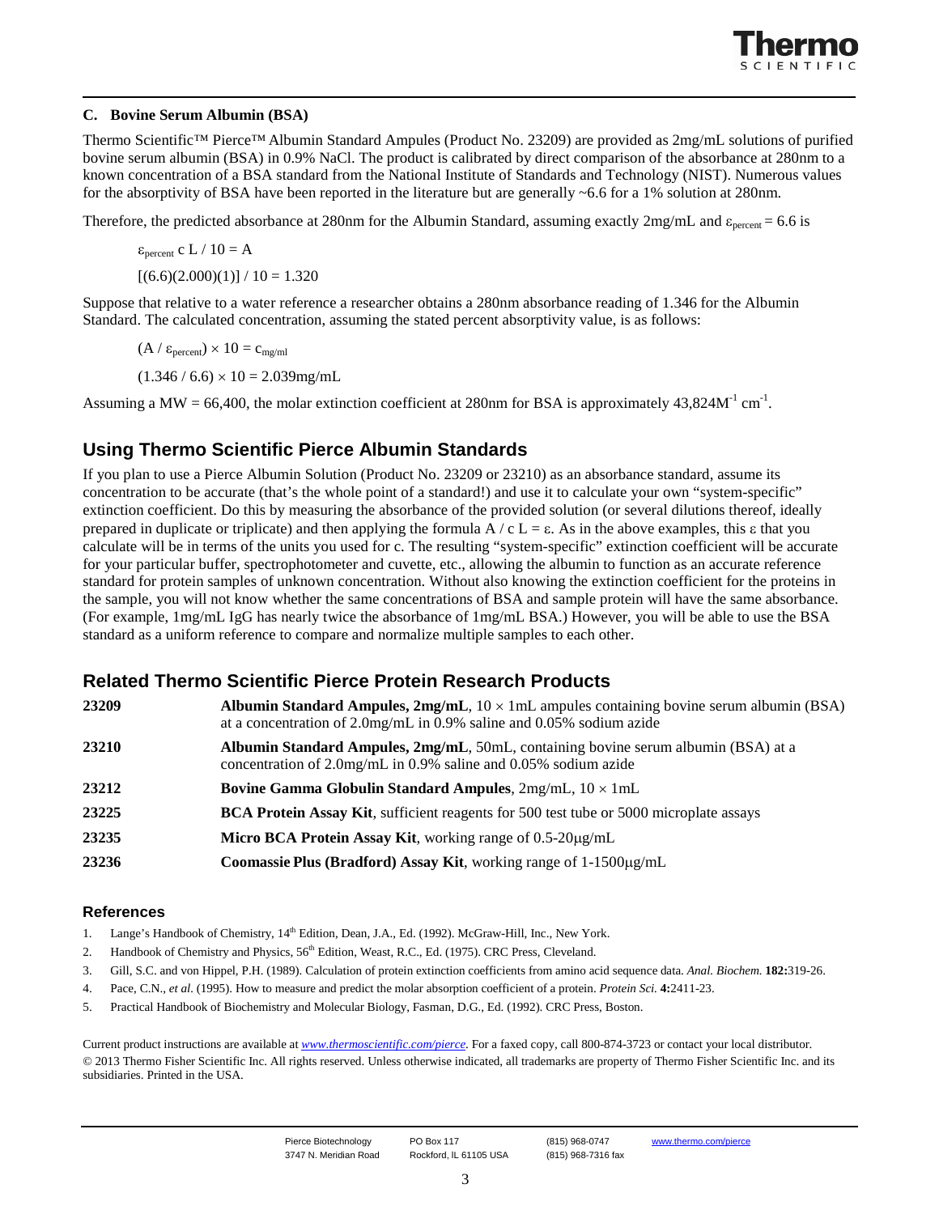### C. Bovine Serum Albumin (BSA)

Thermo Scientific™ Pierce™ Albumin Standard Ampules (Product No. 23209) are provided as 2mg/mL solutions of purified bovine serum albumin (BSA) in 0.9% NaCl. The product is calibrated by direct comparison of the absorbance at 280nm to a known concentration of a BSA standard from the National Institute of Standards and Technology (NIST). Numerous values for the absorptivity of BSA have been reported in the literature but are generally ~6.6 for a 1% solution at 280nm.

Therefore, the predicted absorbance at 280nm for the Albumin Standard, assuming exactly 2mg/mL and $\varepsilon_{percent} = 6.6$ is

$$\varepsilon_{percent}\ c\ L / 10 = A$$

$$[(6.6)(2.000)(1)] / 10 = 1.320$$

Suppose that relative to a water reference a researcher obtains a 280nm absorbance reading of 1.346 for the Albumin Standard. The calculated concentration, assuming the stated percent absorptivity value, is as follows:

$$(A / \varepsilon_{percent}) \times 10 = c_{mg/ml}$$

$$(1.346 / 6.6) \times 10 = 2.039\text{mg/mL}$$

Assuming a MW = 66,400, the molar extinction coefficient at 280nm for BSA is approximately $43{,}824\text{M}^{-1}\ \text{cm}^{-1}$.

## Using Thermo Scientific Pierce Albumin Standards

If you plan to use a Pierce Albumin Solution (Product No. 23209 or 23210) as an absorbance standard, assume its concentration to be accurate (that's the whole point of a standard!) and use it to calculate your own "system-specific" extinction coefficient. Do this by measuring the absorbance of the provided solution (or several dilutions thereof, ideally prepared in duplicate or triplicate) and then applying the formula $A / c\ L = \varepsilon$. As in the above examples, this $\varepsilon$ that you calculate will be in terms of the units you used for c. The resulting "system-specific" extinction coefficient will be accurate for your particular buffer, spectrophotometer and cuvette, etc., allowing the albumin to function as an accurate reference standard for protein samples of unknown concentration. Without also knowing the extinction coefficient for the proteins in the sample, you will not know whether the same concentrations of BSA and sample protein will have the same absorbance. (For example, 1mg/mL IgG has nearly twice the absorbance of 1mg/mL BSA.) However, you will be able to use the BSA standard as a uniform reference to compare and normalize multiple samples to each other.

## Related Thermo Scientific Pierce Protein Research Products

| | |
|---|---|
| **23209** | **Albumin Standard Ampules, 2mg/mL**, 10 × 1mL ampules containing bovine serum albumin (BSA) at a concentration of 2.0mg/mL in 0.9% saline and 0.05% sodium azide |
| **23210** | **Albumin Standard Ampules, 2mg/mL**, 50mL, containing bovine serum albumin (BSA) at a concentration of 2.0mg/mL in 0.9% saline and 0.05% sodium azide |
| **23212** | **Bovine Gamma Globulin Standard Ampules**, 2mg/mL, 10 × 1mL |
| **23225** | **BCA Protein Assay Kit**, sufficient reagents for 500 test tube or 5000 microplate assays |
| **23235** | **Micro BCA Protein Assay Kit**, working range of 0.5-20µg/mL |
| **23236** | **Coomassie Plus (Bradford) Assay Kit**, working range of 1-1500µg/mL |

### References

1. Lange's Handbook of Chemistry, 14th Edition, Dean, J.A., Ed. (1992). McGraw-Hill, Inc., New York.
2. Handbook of Chemistry and Physics, 56th Edition, Weast, R.C., Ed. (1975). CRC Press, Cleveland.
3. Gill, S.C. and von Hippel, P.H. (1989). Calculation of protein extinction coefficients from amino acid sequence data. *Anal. Biochem.* **182:**319-26.
4. Pace, C.N., *et al*. (1995). How to measure and predict the molar absorption coefficient of a protein. *Protein Sci.* **4:**2411-23.
5. Practical Handbook of Biochemistry and Molecular Biology, Fasman, D.G., Ed. (1992). CRC Press, Boston.

Current product instructions are available at *www.thermoscientific.com/pierce*. For a faxed copy, call 800-874-3723 or contact your local distributor.

© 2013 Thermo Fisher Scientific Inc. All rights reserved. Unless otherwise indicated, all trademarks are property of Thermo Fisher Scientific Inc. and its subsidiaries. Printed in the USA.

Pierce Biotechnology
3747 N. Meridian Road
PO Box 117
Rockford, IL 61105 USA
(815) 968-0747
(815) 968-7316 fax
www.thermo.com/pierce